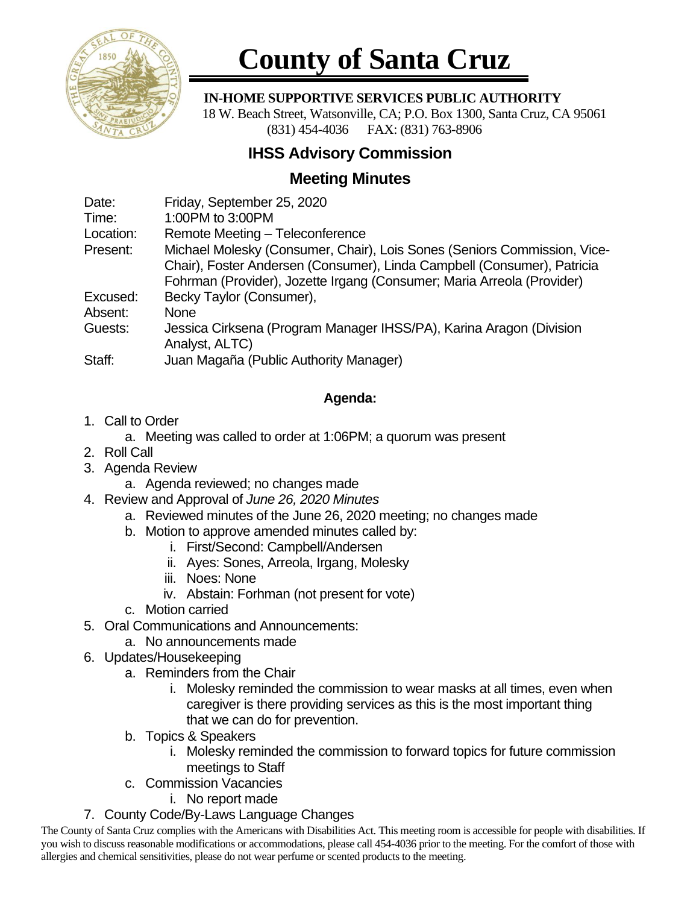# County of Santa Cruz

**IN-HOME SUPPORTIVE SERVICES PUBLIC AUTHORITY**
18 W. Beach Street, Watsonville, CA; P.O. Box 1300, Santa Cruz, CA 95061
(831) 454-4036 FAX: (831) 763-8906

## IHSS Advisory Commission

## Meeting Minutes

Date: Friday, September 25, 2020
Time: 1:00PM to 3:00PM
Location: Remote Meeting – Teleconference
Present: Michael Molesky (Consumer, Chair), Lois Sones (Seniors Commission, Vice-Chair), Foster Andersen (Consumer), Linda Campbell (Consumer), Patricia Fohrman (Provider), Jozette Irgang (Consumer; Maria Arreola (Provider)
Excused: Becky Taylor (Consumer),
Absent: None
Guests: Jessica Cirksena (Program Manager IHSS/PA), Karina Aragon (Division Analyst, ALTC)
Staff: Juan Magaña (Public Authority Manager)

**Agenda:**

1. Call to Order
   a. Meeting was called to order at 1:06PM; a quorum was present
2. Roll Call
3. Agenda Review
   a. Agenda reviewed; no changes made
4. Review and Approval of *June 26, 2020 Minutes*
   a. Reviewed minutes of the June 26, 2020 meeting; no changes made
   b. Motion to approve amended minutes called by:
      i. First/Second: Campbell/Andersen
      ii. Ayes: Sones, Arreola, Irgang, Molesky
      iii. Noes: None
      iv. Abstain: Forhman (not present for vote)
   c. Motion carried
5. Oral Communications and Announcements:
   a. No announcements made
6. Updates/Housekeeping
   a. Reminders from the Chair
      i. Molesky reminded the commission to wear masks at all times, even when caregiver is there providing services as this is the most important thing that we can do for prevention.
   b. Topics & Speakers
      i. Molesky reminded the commission to forward topics for future commission meetings to Staff
   c. Commission Vacancies
      i. No report made
7. County Code/By-Laws Language Changes

The County of Santa Cruz complies with the Americans with Disabilities Act. This meeting room is accessible for people with disabilities. If you wish to discuss reasonable modifications or accommodations, please call 454-4036 prior to the meeting. For the comfort of those with allergies and chemical sensitivities, please do not wear perfume or scented products to the meeting.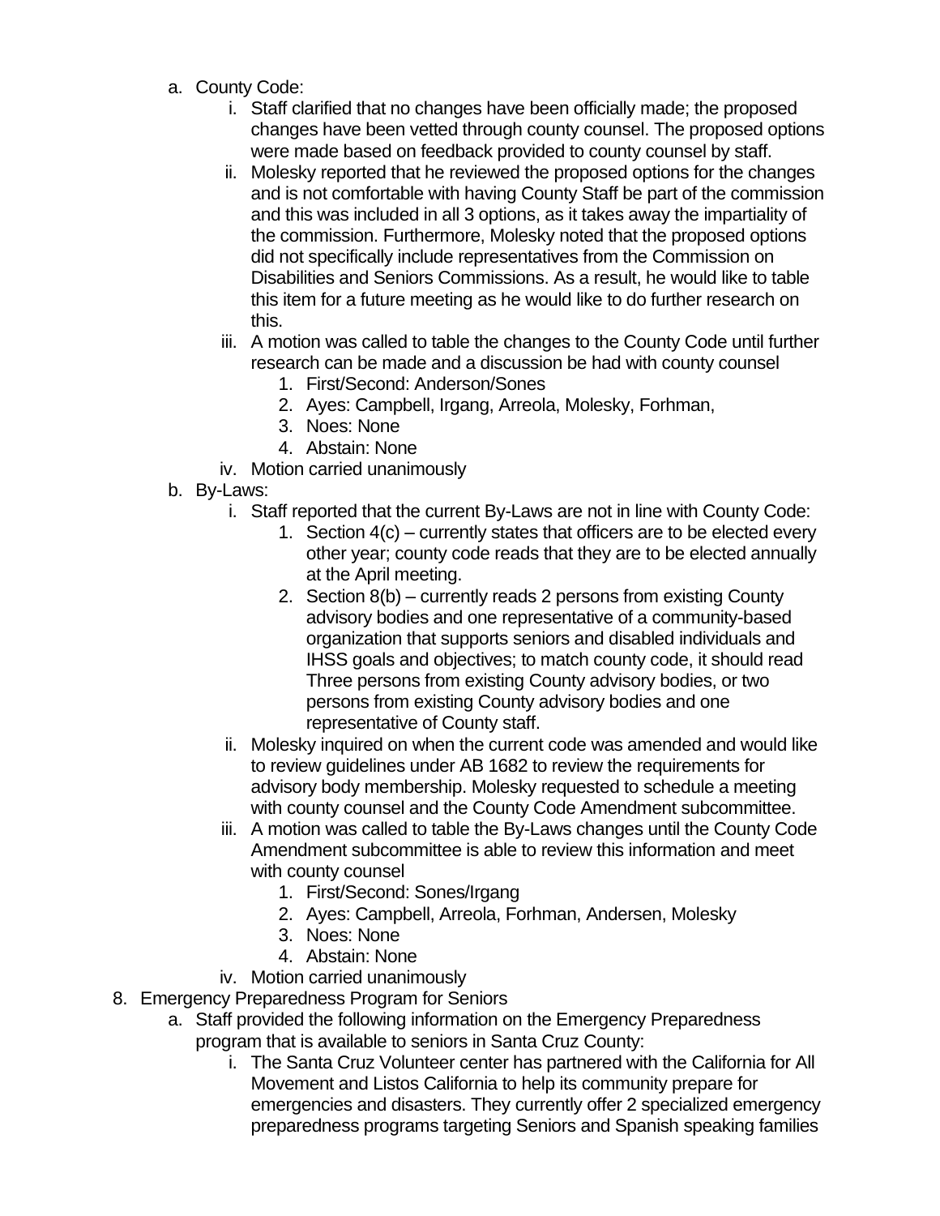a. County Code:
    i. Staff clarified that no changes have been officially made; the proposed changes have been vetted through county counsel. The proposed options were made based on feedback provided to county counsel by staff.
    ii. Molesky reported that he reviewed the proposed options for the changes and is not comfortable with having County Staff be part of the commission and this was included in all 3 options, as it takes away the impartiality of the commission. Furthermore, Molesky noted that the proposed options did not specifically include representatives from the Commission on Disabilities and Seniors Commissions. As a result, he would like to table this item for a future meeting as he would like to do further research on this.
    iii. A motion was called to table the changes to the County Code until further research can be made and a discussion be had with county counsel
        1. First/Second: Anderson/Sones
        2. Ayes: Campbell, Irgang, Arreola, Molesky, Forhman,
        3. Noes: None
        4. Abstain: None
    iv. Motion carried unanimously

b. By-Laws:
    i. Staff reported that the current By-Laws are not in line with County Code:
        1. Section 4(c) – currently states that officers are to be elected every other year; county code reads that they are to be elected annually at the April meeting.
        2. Section 8(b) – currently reads 2 persons from existing County advisory bodies and one representative of a community-based organization that supports seniors and disabled individuals and IHSS goals and objectives; to match county code, it should read Three persons from existing County advisory bodies, or two persons from existing County advisory bodies and one representative of County staff.
    ii. Molesky inquired on when the current code was amended and would like to review guidelines under AB 1682 to review the requirements for advisory body membership. Molesky requested to schedule a meeting with county counsel and the County Code Amendment subcommittee.
    iii. A motion was called to table the By-Laws changes until the County Code Amendment subcommittee is able to review this information and meet with county counsel
        1. First/Second: Sones/Irgang
        2. Ayes: Campbell, Arreola, Forhman, Andersen, Molesky
        3. Noes: None
        4. Abstain: None
    iv. Motion carried unanimously

8. Emergency Preparedness Program for Seniors
    a. Staff provided the following information on the Emergency Preparedness program that is available to seniors in Santa Cruz County:
        i. The Santa Cruz Volunteer center has partnered with the California for All Movement and Listos California to help its community prepare for emergencies and disasters. They currently offer 2 specialized emergency preparedness programs targeting Seniors and Spanish speaking families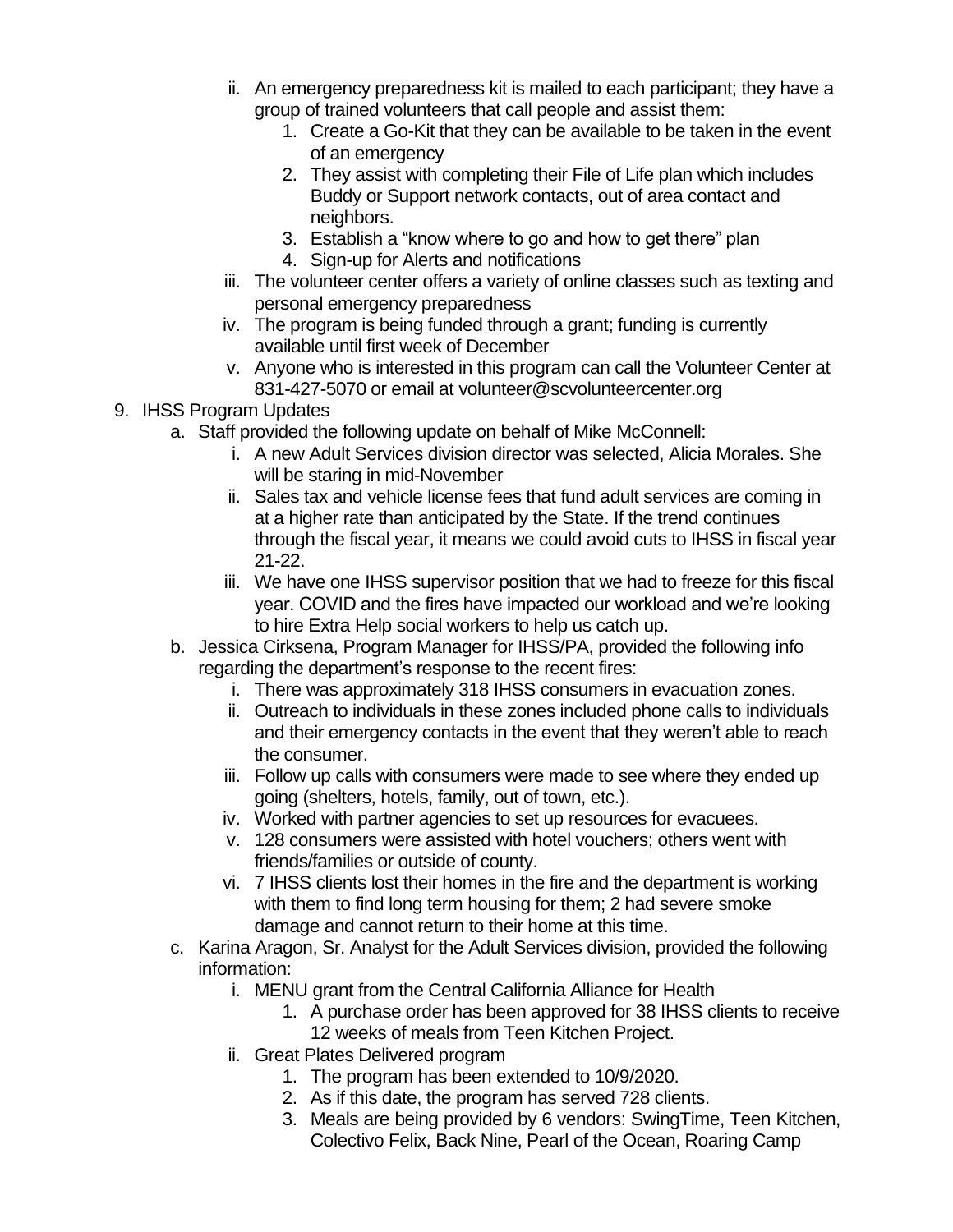ii. An emergency preparedness kit is mailed to each participant; they have a group of trained volunteers that call people and assist them:
      1. Create a Go-Kit that they can be available to be taken in the event of an emergency
      2. They assist with completing their File of Life plan which includes Buddy or Support network contacts, out of area contact and neighbors.
      3. Establish a "know where to go and how to get there" plan
      4. Sign-up for Alerts and notifications
   iii. The volunteer center offers a variety of online classes such as texting and personal emergency preparedness
   iv. The program is being funded through a grant; funding is currently available until first week of December
   v. Anyone who is interested in this program can call the Volunteer Center at 831-427-5070 or email at volunteer@scvolunteercenter.org

9. IHSS Program Updates
   a. Staff provided the following update on behalf of Mike McConnell:
      i. A new Adult Services division director was selected, Alicia Morales. She will be staring in mid-November
      ii. Sales tax and vehicle license fees that fund adult services are coming in at a higher rate than anticipated by the State. If the trend continues through the fiscal year, it means we could avoid cuts to IHSS in fiscal year 21-22.
      iii. We have one IHSS supervisor position that we had to freeze for this fiscal year. COVID and the fires have impacted our workload and we're looking to hire Extra Help social workers to help us catch up.
   b. Jessica Cirksena, Program Manager for IHSS/PA, provided the following info regarding the department's response to the recent fires:
      i. There was approximately 318 IHSS consumers in evacuation zones.
      ii. Outreach to individuals in these zones included phone calls to individuals and their emergency contacts in the event that they weren't able to reach the consumer.
      iii. Follow up calls with consumers were made to see where they ended up going (shelters, hotels, family, out of town, etc.).
      iv. Worked with partner agencies to set up resources for evacuees.
      v. 128 consumers were assisted with hotel vouchers; others went with friends/families or outside of county.
      vi. 7 IHSS clients lost their homes in the fire and the department is working with them to find long term housing for them; 2 had severe smoke damage and cannot return to their home at this time.
   c. Karina Aragon, Sr. Analyst for the Adult Services division, provided the following information:
      i. MENU grant from the Central California Alliance for Health
         1. A purchase order has been approved for 38 IHSS clients to receive 12 weeks of meals from Teen Kitchen Project.
      ii. Great Plates Delivered program
         1. The program has been extended to 10/9/2020.
         2. As if this date, the program has served 728 clients.
         3. Meals are being provided by 6 vendors: SwingTime, Teen Kitchen, Colectivo Felix, Back Nine, Pearl of the Ocean, Roaring Camp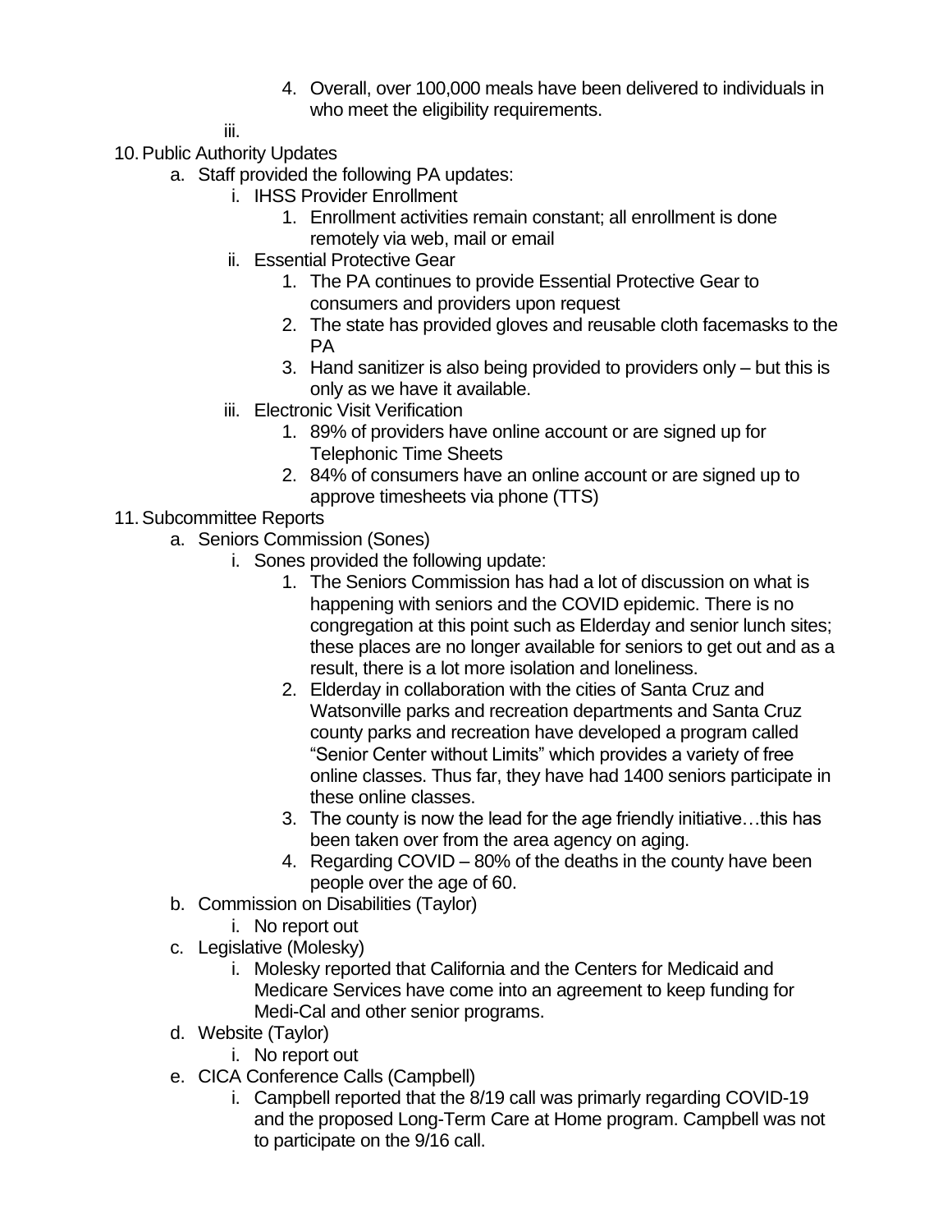4. Overall, over 100,000 meals have been delivered to individuals in who meet the eligibility requirements.

    iii.

10. Public Authority Updates
    a. Staff provided the following PA updates:
        i. IHSS Provider Enrollment
            1. Enrollment activities remain constant; all enrollment is done remotely via web, mail or email
        ii. Essential Protective Gear
            1. The PA continues to provide Essential Protective Gear to consumers and providers upon request
            2. The state has provided gloves and reusable cloth facemasks to the PA
            3. Hand sanitizer is also being provided to providers only – but this is only as we have it available.
        iii. Electronic Visit Verification
            1. 89% of providers have online account or are signed up for Telephonic Time Sheets
            2. 84% of consumers have an online account or are signed up to approve timesheets via phone (TTS)
11. Subcommittee Reports
    a. Seniors Commission (Sones)
        i. Sones provided the following update:
            1. The Seniors Commission has had a lot of discussion on what is happening with seniors and the COVID epidemic. There is no congregation at this point such as Elderday and senior lunch sites; these places are no longer available for seniors to get out and as a result, there is a lot more isolation and loneliness.
            2. Elderday in collaboration with the cities of Santa Cruz and Watsonville parks and recreation departments and Santa Cruz county parks and recreation have developed a program called "Senior Center without Limits" which provides a variety of free online classes. Thus far, they have had 1400 seniors participate in these online classes.
            3. The county is now the lead for the age friendly initiative…this has been taken over from the area agency on aging.
            4. Regarding COVID – 80% of the deaths in the county have been people over the age of 60.
    b. Commission on Disabilities (Taylor)
        i. No report out
    c. Legislative (Molesky)
        i. Molesky reported that California and the Centers for Medicaid and Medicare Services have come into an agreement to keep funding for Medi-Cal and other senior programs.
    d. Website (Taylor)
        i. No report out
    e. CICA Conference Calls (Campbell)
        i. Campbell reported that the 8/19 call was primarily regarding COVID-19 and the proposed Long-Term Care at Home program. Campbell was not to participate on the 9/16 call.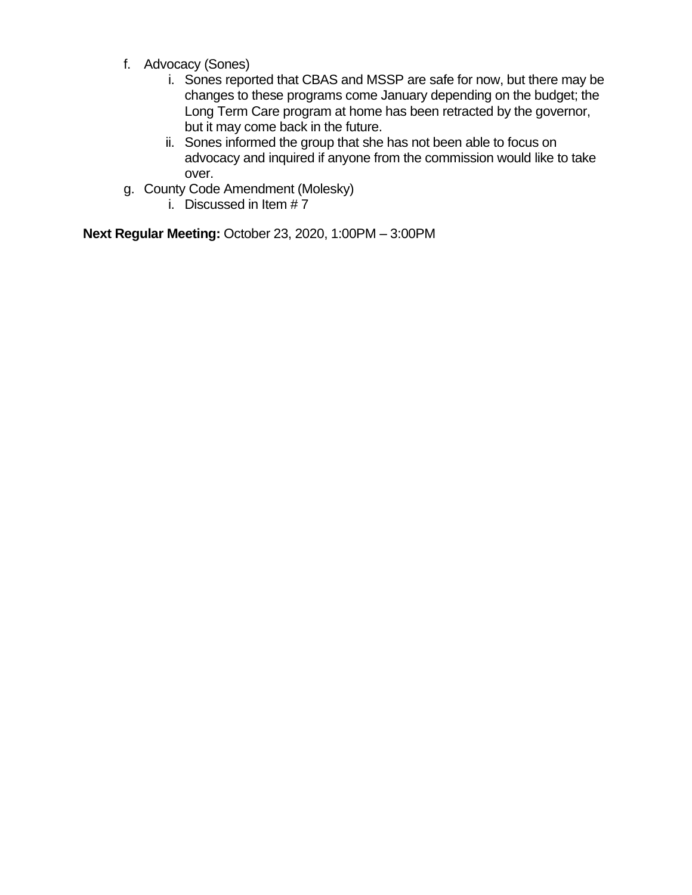f. Advocacy (Sones)
    i. Sones reported that CBAS and MSSP are safe for now, but there may be changes to these programs come January depending on the budget; the Long Term Care program at home has been retracted by the governor, but it may come back in the future.
    ii. Sones informed the group that she has not been able to focus on advocacy and inquired if anyone from the commission would like to take over.

g. County Code Amendment (Molesky)
    i. Discussed in Item # 7

**Next Regular Meeting:** October 23, 2020, 1:00PM – 3:00PM